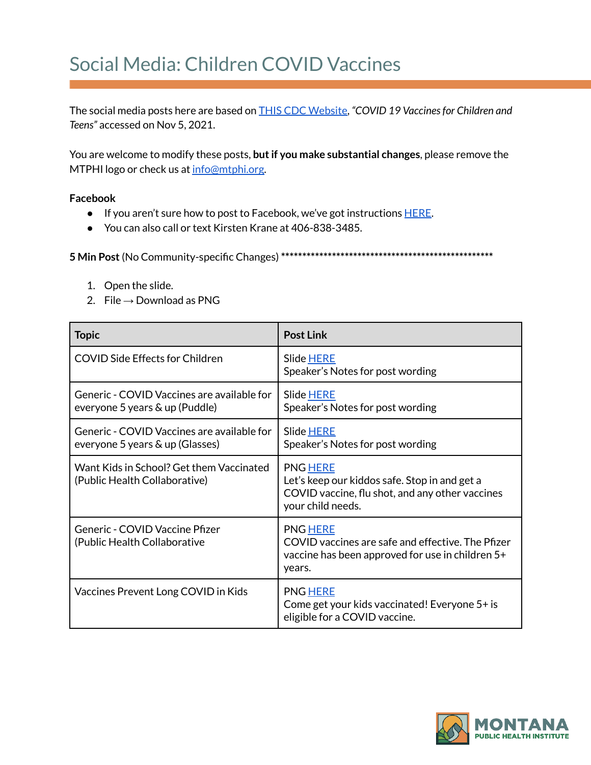# Social Media: Children COVID Vaccines

The social media posts here are based on THIS CDC Website, *"COVID 19 Vaccines for Children and Teens"* accessed on Nov 5, 2021.

You are welcome to modify these posts, **but if you make substantial changes**, please remove the MTPHI logo or check us at info@mtphi.org.

**Facebook**

- If you aren't sure how to post to Facebook, we've got instructions HERE.
- You can also call or text Kirsten Krane at 406-838-3485.

**5 Min Post** (No Community-specific Changes) ****************************************************

1. Open the slide.
2. File → Download as PNG

| Topic | Post Link |
|---|---|
| COVID Side Effects for Children | Slide HERE<br>Speaker's Notes for post wording |
| Generic - COVID Vaccines are available for everyone 5 years & up (Puddle) | Slide HERE<br>Speaker's Notes for post wording |
| Generic - COVID Vaccines are available for everyone 5 years & up (Glasses) | Slide HERE<br>Speaker's Notes for post wording |
| Want Kids in School? Get them Vaccinated (Public Health Collaborative) | PNG HERE<br>Let's keep our kiddos safe. Stop in and get a COVID vaccine, flu shot, and any other vaccines your child needs. |
| Generic - COVID Vaccine Pfizer (Public Health Collaborative | PNG HERE<br>COVID vaccines are safe and effective. The Pfizer vaccine has been approved for use in children 5+ years. |
| Vaccines Prevent Long COVID in Kids | PNG HERE<br>Come get your kids vaccinated! Everyone 5+ is eligible for a COVID vaccine. |

MONTANA PUBLIC HEALTH INSTITUTE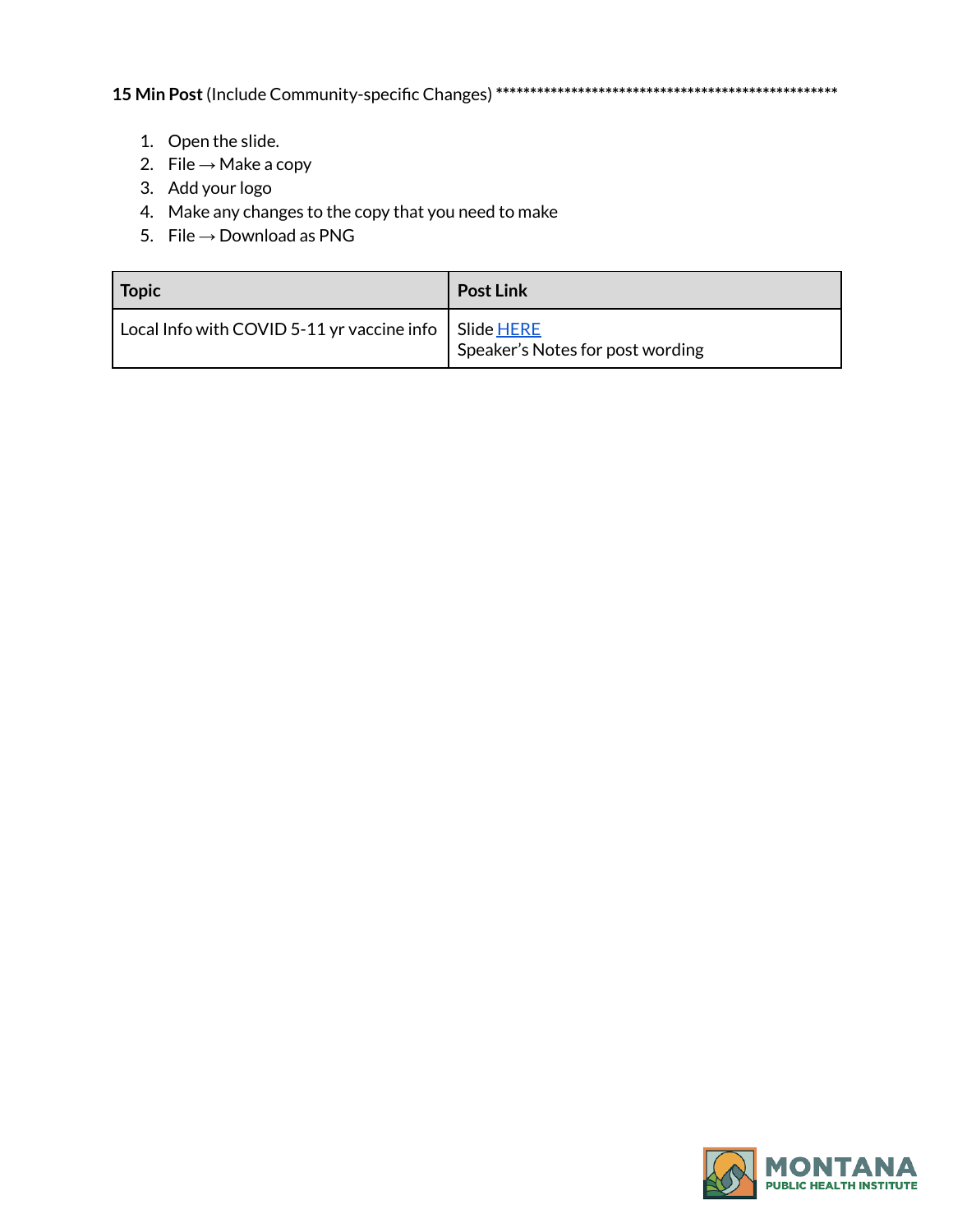**15 Min Post** (Include Community-specific Changes) ***************************************************

1. Open the slide.
2. File → Make a copy
3. Add your logo
4. Make any changes to the copy that you need to make
5. File → Download as PNG

| Topic | Post Link |
|---|---|
| Local Info with COVID 5-11 yr vaccine info | Slide HERE<br>Speaker's Notes for post wording |